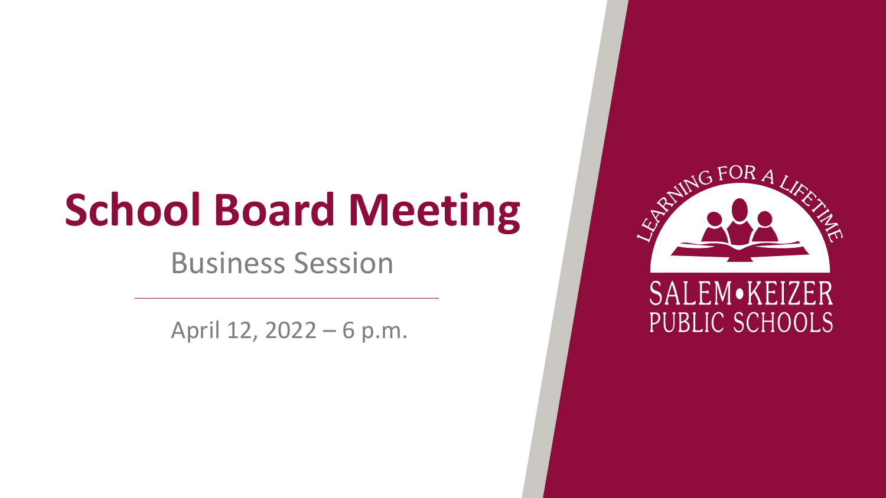# School Board Meeting

## Business Session

April 12, 2022 – 6 p.m.

LEARNING FOR A LIFETIME

SALEM•KEIZER PUBLIC SCHOOLS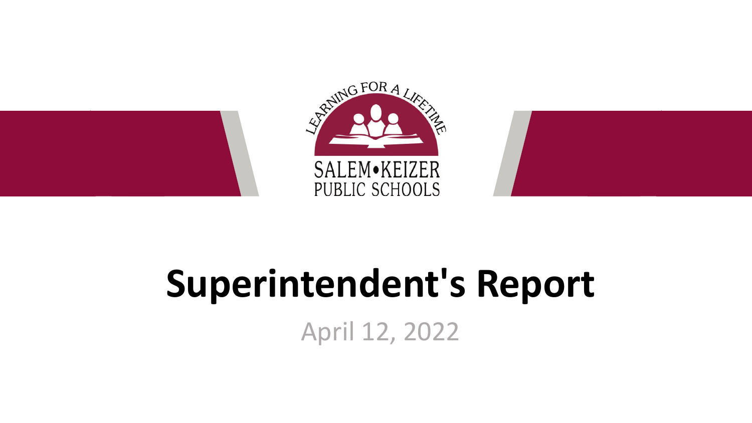LEARNING FOR A LIFETIME

SALEM•KEIZER PUBLIC SCHOOLS

# Superintendent's Report

April 12, 2022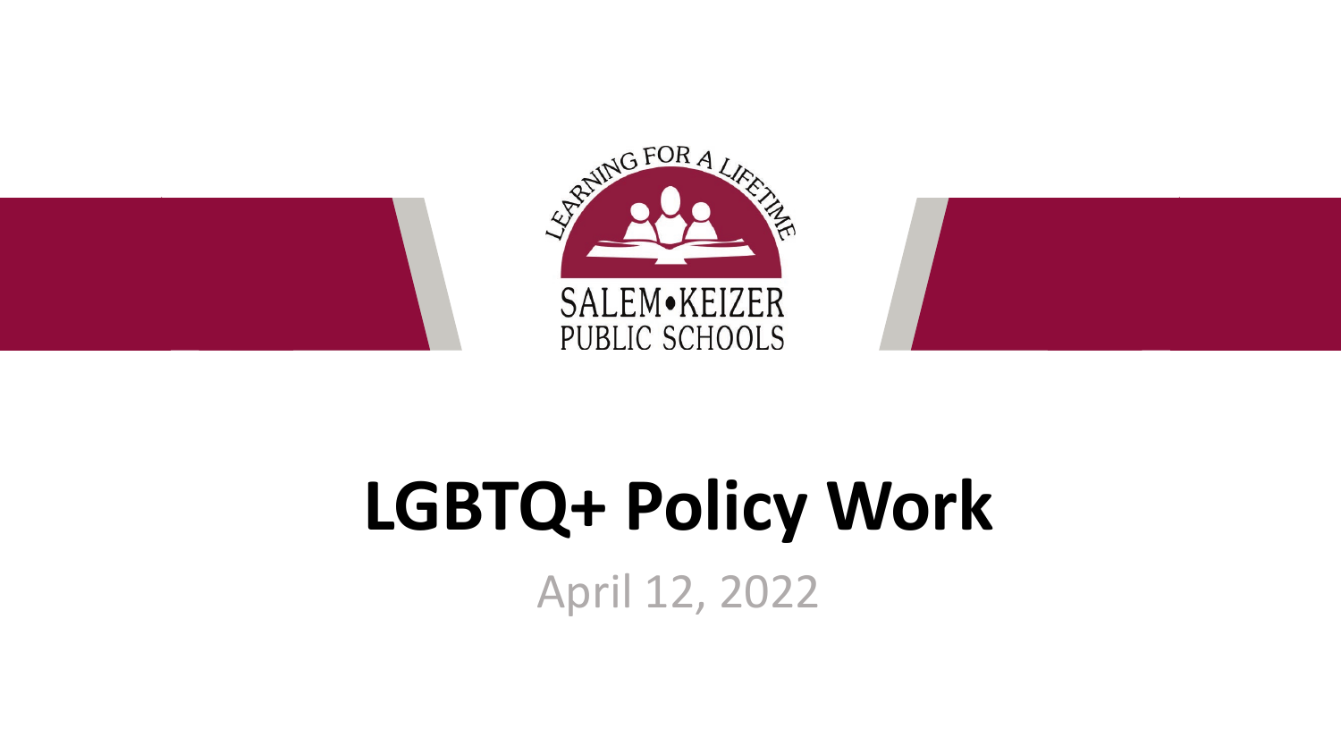LEARNING FOR A LIFETIME

SALEM•KEIZER PUBLIC SCHOOLS

# LGBTQ+ Policy Work

April 12, 2022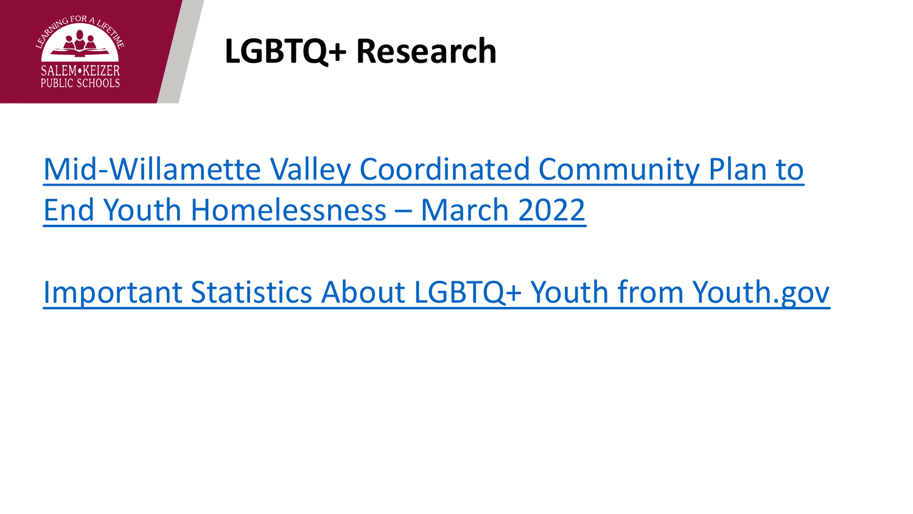# LGBTQ+ Research

Mid-Willamette Valley Coordinated Community Plan to End Youth Homelessness – March 2022

Important Statistics About LGBTQ+ Youth from Youth.gov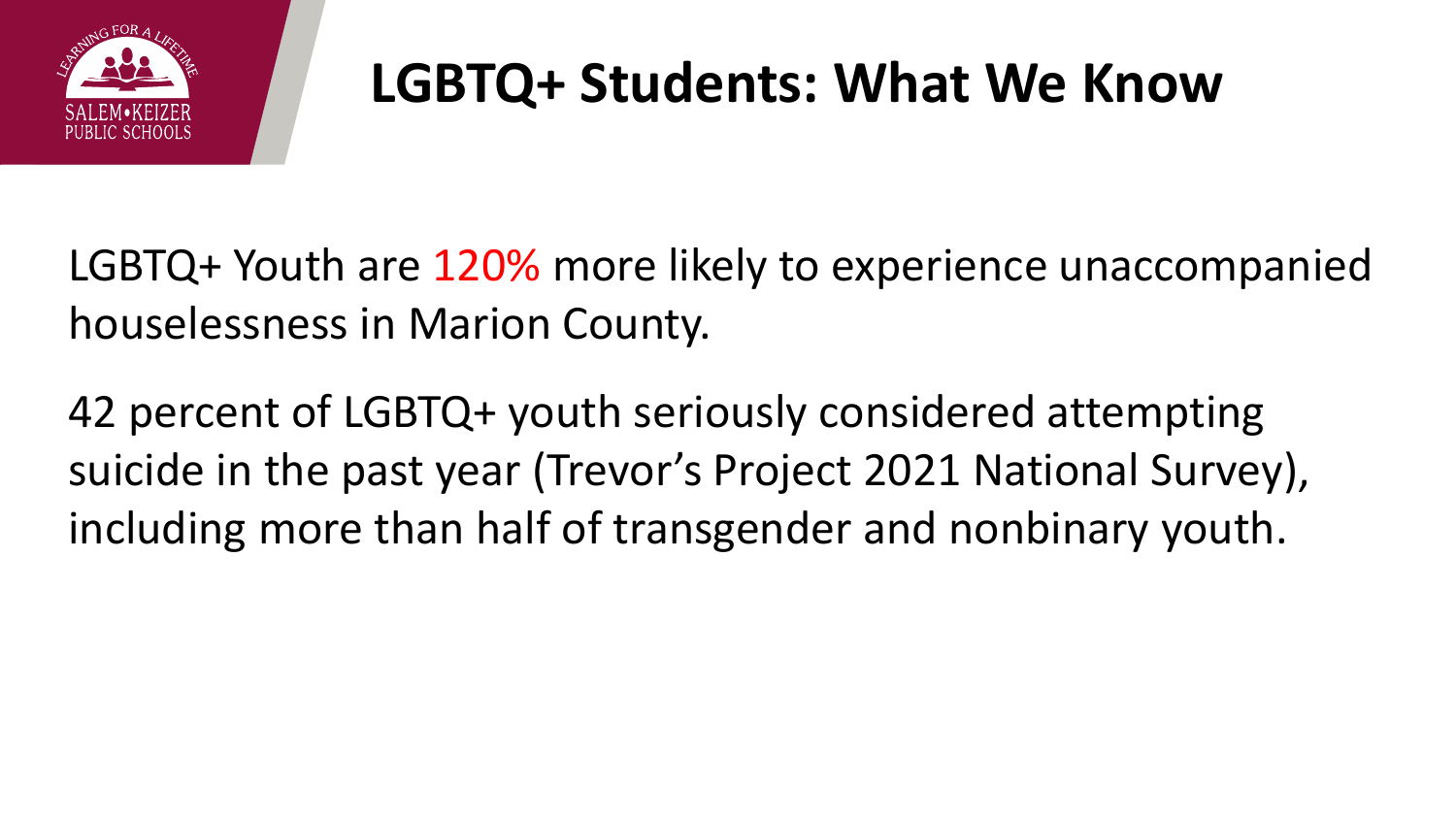# LGBTQ+ Students: What We Know

LGBTQ+ Youth are 120% more likely to experience unaccompanied houselessness in Marion County.

42 percent of LGBTQ+ youth seriously considered attempting suicide in the past year (Trevor's Project 2021 National Survey), including more than half of transgender and nonbinary youth.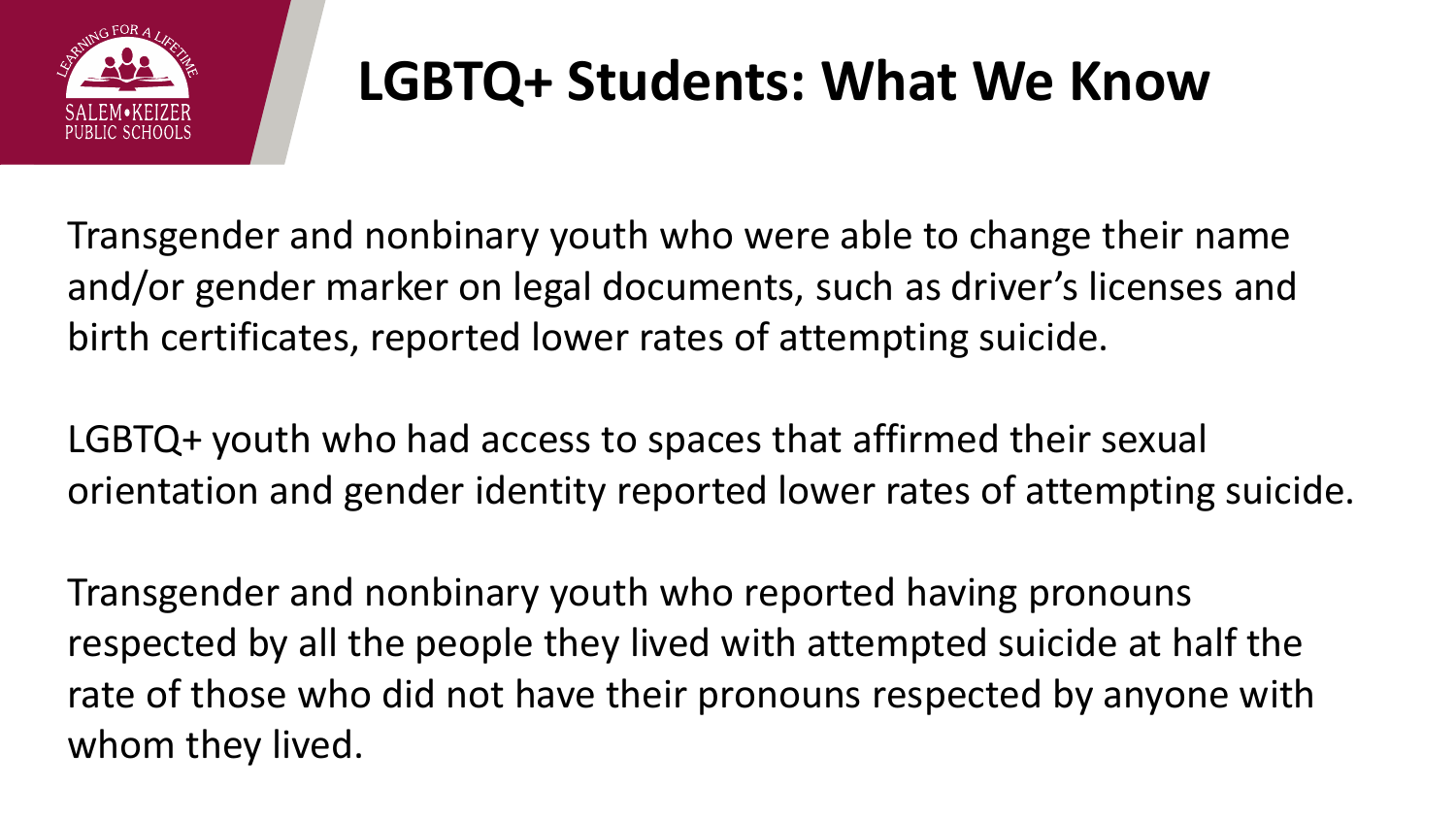# LGBTQ+ Students: What We Know

Transgender and nonbinary youth who were able to change their name and/or gender marker on legal documents, such as driver's licenses and birth certificates, reported lower rates of attempting suicide.

LGBTQ+ youth who had access to spaces that affirmed their sexual orientation and gender identity reported lower rates of attempting suicide.

Transgender and nonbinary youth who reported having pronouns respected by all the people they lived with attempted suicide at half the rate of those who did not have their pronouns respected by anyone with whom they lived.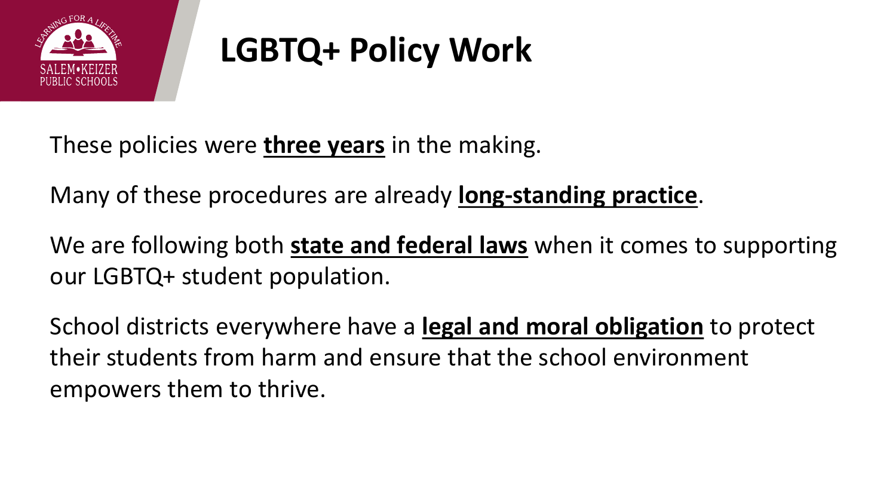# LGBTQ+ Policy Work

These policies were **three years** in the making.

Many of these procedures are already **long-standing practice**.

We are following both **state and federal laws** when it comes to supporting our LGBTQ+ student population.

School districts everywhere have a **legal and moral obligation** to protect their students from harm and ensure that the school environment empowers them to thrive.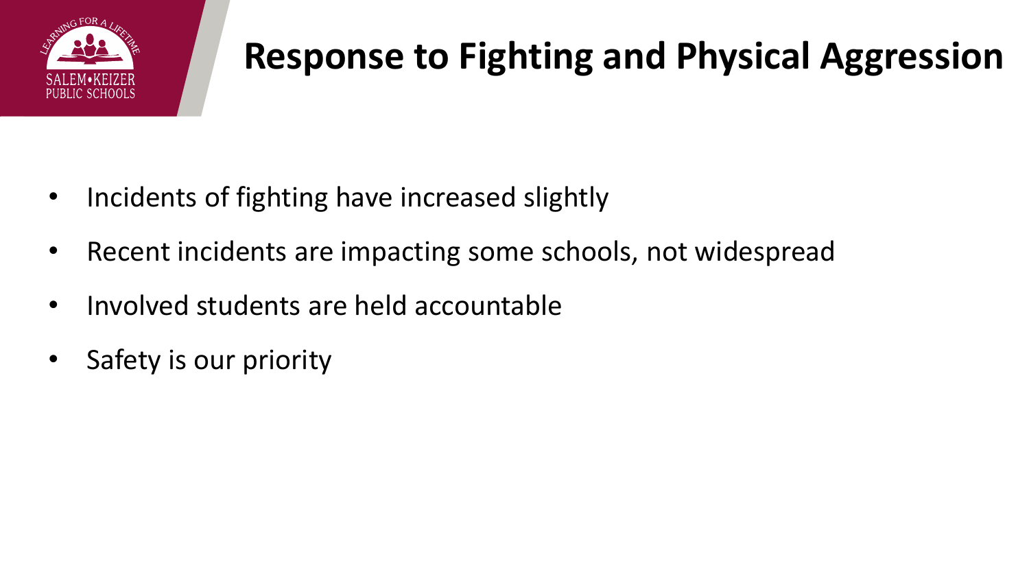# Response to Fighting and Physical Aggression

- Incidents of fighting have increased slightly
- Recent incidents are impacting some schools, not widespread
- Involved students are held accountable
- Safety is our priority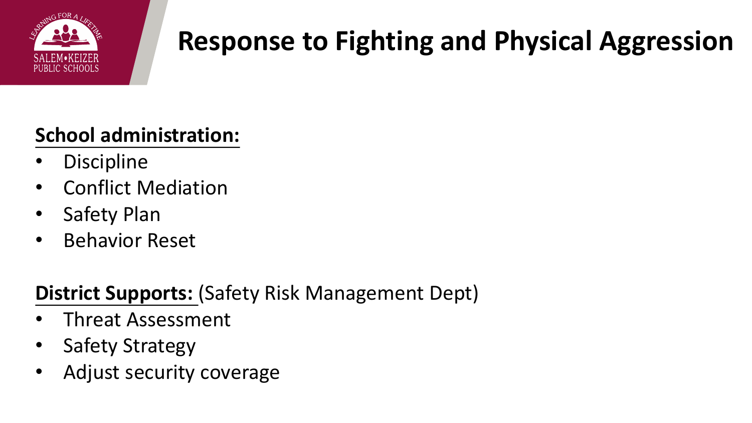# Response to Fighting and Physical Aggression

**School administration:**

- Discipline
- Conflict Mediation
- Safety Plan
- Behavior Reset

**District Supports:** (Safety Risk Management Dept)

- Threat Assessment
- Safety Strategy
- Adjust security coverage